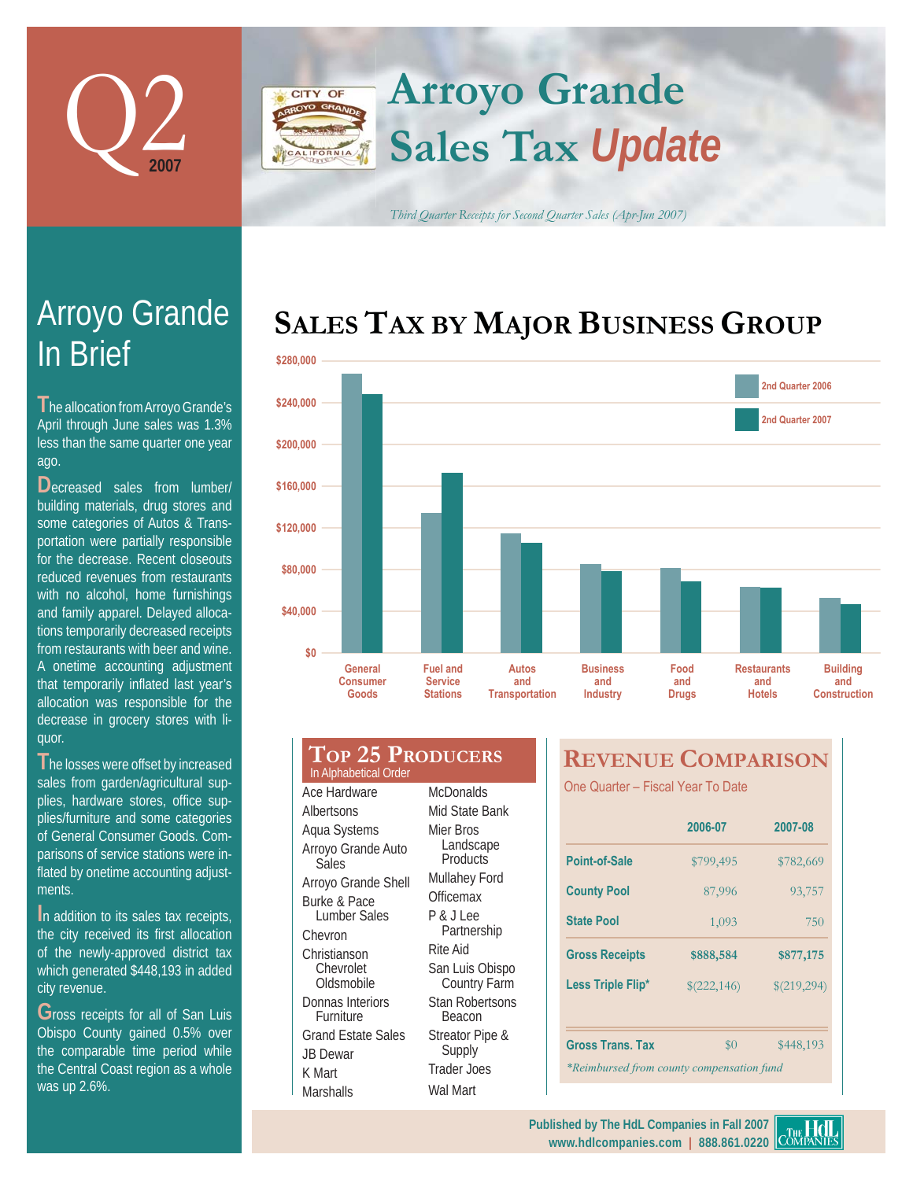# Q2 2007

# Arroyo Grande Sales Tax *Update*

*Third Quarter Receipts for Second Quarter Sales (Apr-Jun 2007)*

## Arroyo Grande In Brief

The allocation from Arroyo Grande's April through June sales was 1.3% less than the same quarter one year ago.

Decreased sales from lumber/ building materials, drug stores and some categories of Autos & Transportation were partially responsible for the decrease. Recent closeouts reduced revenues from restaurants with no alcohol, home furnishings and family apparel. Delayed allocations temporarily decreased receipts from restaurants with beer and wine. A onetime accounting adjustment that temporarily inflated last year's allocation was responsible for the decrease in grocery stores with liquor.

The losses were offset by increased sales from garden/agricultural supplies, hardware stores, office supplies/furniture and some categories of General Consumer Goods. Comparisons of service stations were inflated by onetime accounting adjustments.

In addition to its sales tax receipts, the city received its first allocation of the newly-approved district tax which generated $448,193 in added city revenue.

Gross receipts for all of San Luis Obispo County gained 0.5% over the comparable time period while the Central Coast region as a whole was up 2.6%.

## Sales Tax by Major Business Group

Bar chart: 2nd Quarter 2006 vs 2nd Quarter 2007 ($0 – $280,000) for General Consumer Goods, Fuel and Service Stations, Autos and Transportation, Business and Industry, Food and Drugs, Restaurants and Hotels, Building and Construction.

## Top 25 Producers

In Alphabetical Order

| | |
|---|---|
| Ace Hardware | McDonalds |
| Albertsons | Mid State Bank |
| Aqua Systems | Mier Bros Landscape Products |
| Arroyo Grande Auto Sales | Mullahey Ford |
| Arroyo Grande Shell | Officemax |
| Burke & Pace Lumber Sales | P & J Lee Partnership |
| Chevron | Rite Aid |
| Christianson Chevrolet Oldsmobile | San Luis Obispo Country Farm |
| Donnas Interiors Furniture | Stan Robertsons Beacon |
| Grand Estate Sales | Streator Pipe & Supply |
| JB Dewar | Trader Joes |
| K Mart | Wal Mart |
| Marshalls | |

## Revenue Comparison

One Quarter – Fiscal Year To Date

| | 2006-07 | 2007-08 |
|---|---|---|
| Point-of-Sale | $799,495 | $782,669 |
| County Pool | 87,996 | 93,757 |
| State Pool | 1,093 | 750 |
| **Gross Receipts** | **$888,584** | **$877,175** |
| Less Triple Flip* | $(222,146) | $(219,294) |
| Gross Trans. Tax | $0 | $448,193 |

*\*Reimbursed from county compensation fund*

Published by The HdL Companies in Fall 2007
www.hdlcompanies.com | 888.861.0220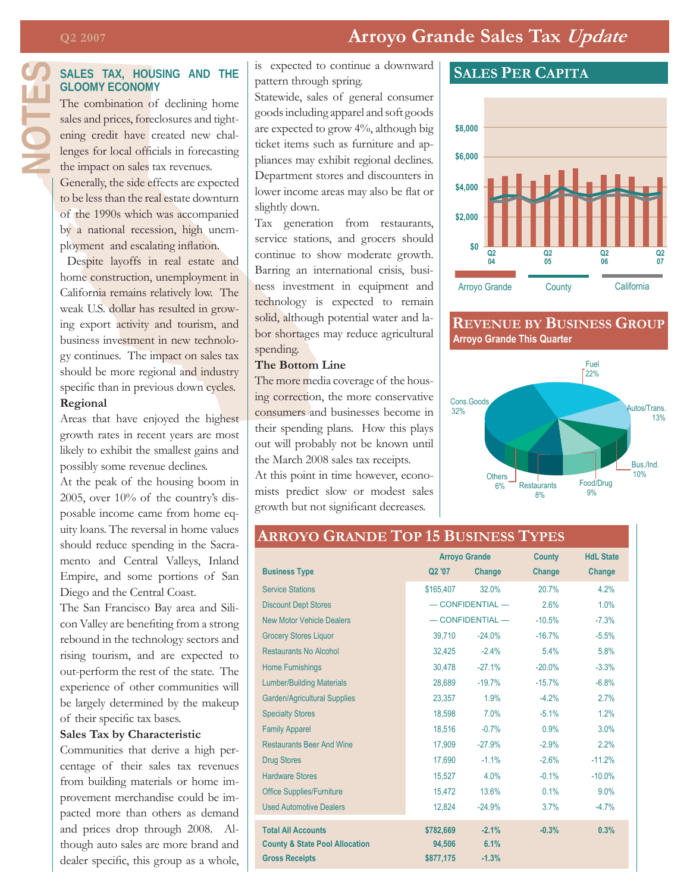Q2 2007

# Arroyo Grande Sales Tax *Update*

NOTES

## SALES TAX, HOUSING AND THE GLOOMY ECONOMY

The combination of declining home sales and prices, foreclosures and tightening credit have created new challenges for local officials in forecasting the impact on sales tax revenues.

Generally, the side effects are expected to be less than the real estate downturn of the 1990s which was accompanied by a national recession, high unemployment and escalating inflation.

Despite layoffs in real estate and home construction, unemployment in California remains relatively low. The weak U.S. dollar has resulted in growing export activity and tourism, and business investment in new technology continues. The impact on sales tax should be more regional and industry specific than in previous down cycles.

**Regional**

Areas that have enjoyed the highest growth rates in recent years are most likely to exhibit the smallest gains and possibly some revenue declines.

At the peak of the housing boom in 2005, over 10% of the country's disposable income came from home equity loans. The reversal in home values should reduce spending in the Sacramento and Central Valleys, Inland Empire, and some portions of San Diego and the Central Coast.

The San Francisco Bay area and Silicon Valley are benefiting from a strong rebound in the technology sectors and rising tourism, and are expected to out-perform the rest of the state. The experience of other communities will be largely determined by the makeup of their specific tax bases.

**Sales Tax by Characteristic**

Communities that derive a high percentage of their sales tax revenues from building materials or home improvement merchandise could be impacted more than others as demand and prices drop through 2008. Although auto sales are more brand and dealer specific, this group as a whole, is expected to continue a downward pattern through spring.

Statewide, sales of general consumer goods including apparel and soft goods are expected to grow 4%, although big ticket items such as furniture and appliances may exhibit regional declines. Department stores and discounters in lower income areas may also be flat or slightly down.

Tax generation from restaurants, service stations, and grocers should continue to show moderate growth. Barring an international crisis, business investment in equipment and technology is expected to remain solid, although potential water and labor shortages may reduce agricultural spending.

**The Bottom Line**

The more media coverage of the housing correction, the more conservative consumers and businesses become in their spending plans. How this plays out will probably not be known until the March 2008 sales tax receipts.

At this point in time however, economists predict slow or modest sales growth but not significant decreases.

## SALES PER CAPITA

$8,000
$6,000
$4,000
$2,000
$0
Q2 04
Q2 05
Q2 06
Q2 07

Arroyo Grande
County
California

## REVENUE BY BUSINESS GROUP

**Arroyo Grande This Quarter**

Fuel 22%
Autos/Trans. 13%
Bus./Ind. 10%
Food/Drug 9%
Restaurants 8%
Others 6%
Cons.Goods 32%

## ARROYO GRANDE TOP 15 BUSINESS TYPES

| Business Type | Arroyo Grande Q2 '07 | Arroyo Grande Change | County Change | HdL State Change |
|---|---|---|---|---|
| Service Stations | $165,407 | 32.0% | 20.7% | 4.2% |
| Discount Dept Stores | — CONFIDENTIAL — | | 2.6% | 1.0% |
| New Motor Vehicle Dealers | — CONFIDENTIAL — | | -10.5% | -7.3% |
| Grocery Stores Liquor | 39,710 | -24.0% | -16.7% | -5.5% |
| Restaurants No Alcohol | 32,425 | -2.4% | 5.4% | 5.8% |
| Home Furnishings | 30,478 | -27.1% | -20.0% | -3.3% |
| Lumber/Building Materials | 28,689 | -19.7% | -15.7% | -6.8% |
| Garden/Agricultural Supplies | 23,357 | 1.9% | -4.2% | 2.7% |
| Specialty Stores | 18,598 | 7.0% | -5.1% | 1.2% |
| Family Apparel | 18,516 | -0.7% | 0.9% | 3.0% |
| Restaurants Beer And Wine | 17,909 | -27.9% | -2.9% | 2.2% |
| Drug Stores | 17,690 | -1.1% | -2.6% | -11.2% |
| Hardware Stores | 15,527 | 4.0% | -0.1% | -10.0% |
| Office Supplies/Furniture | 15,472 | 13.6% | 0.1% | 9.0% |
| Used Automotive Dealers | 12,824 | -24.9% | 3.7% | -4.7% |
| **Total All Accounts** | **$782,669** | **-2.1%** | **-0.3%** | **0.3%** |
| **County & State Pool Allocation** | **94,506** | **6.1%** | | |
| **Gross Receipts** | **$877,175** | **-1.3%** | | |